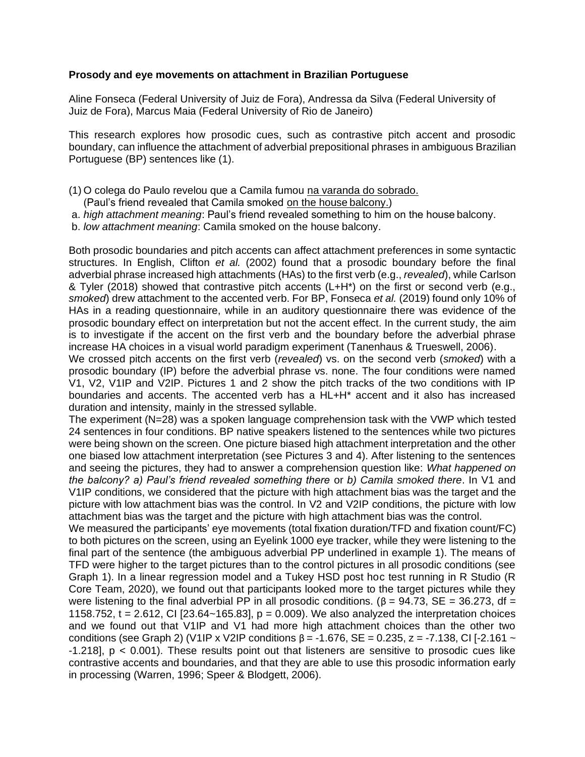**Prosody and eye movements on attachment in Brazilian Portuguese**

Aline Fonseca (Federal University of Juiz de Fora), Andressa da Silva (Federal University of Juiz de Fora), Marcus Maia (Federal University of Rio de Janeiro)

This research explores how prosodic cues, such as contrastive pitch accent and prosodic boundary, can influence the attachment of adverbial prepositional phrases in ambiguous Brazilian Portuguese (BP) sentences like (1).

(1) O colega do Paulo revelou que a Camila fumou <u>na varanda do sobrado.</u>
(Paul's friend revealed that Camila smoked <u>on the house balcony.</u>)
a. *high attachment meaning*: Paul's friend revealed something to him on the house balcony.
b. *low attachment meaning*: Camila smoked on the house balcony.

Both prosodic boundaries and pitch accents can affect attachment preferences in some syntactic structures. In English, Clifton *et al.* (2002) found that a prosodic boundary before the final adverbial phrase increased high attachments (HAs) to the first verb (e.g., *revealed*), while Carlson & Tyler (2018) showed that contrastive pitch accents (L+H*) on the first or second verb (e.g., *smoked*) drew attachment to the accented verb. For BP, Fonseca *et al.* (2019) found only 10% of HAs in a reading questionnaire, while in an auditory questionnaire there was evidence of the prosodic boundary effect on interpretation but not the accent effect. In the current study, the aim is to investigate if the accent on the first verb and the boundary before the adverbial phrase increase HA choices in a visual world paradigm experiment (Tanenhaus & Trueswell, 2006).

We crossed pitch accents on the first verb (*revealed*) vs. on the second verb (*smoked*) with a prosodic boundary (IP) before the adverbial phrase vs. none. The four conditions were named V1, V2, V1IP and V2IP. Pictures 1 and 2 show the pitch tracks of the two conditions with IP boundaries and accents. The accented verb has a HL+H* accent and it also has increased duration and intensity, mainly in the stressed syllable.

The experiment (N=28) was a spoken language comprehension task with the VWP which tested 24 sentences in four conditions. BP native speakers listened to the sentences while two pictures were being shown on the screen. One picture biased high attachment interpretation and the other one biased low attachment interpretation (see Pictures 3 and 4). After listening to the sentences and seeing the pictures, they had to answer a comprehension question like: *What happened on the balcony? a) Paul's friend revealed something there* or *b) Camila smoked there*. In V1 and V1IP conditions, we considered that the picture with high attachment bias was the target and the picture with low attachment bias was the control. In V2 and V2IP conditions, the picture with low attachment bias was the target and the picture with high attachment bias was the control.

We measured the participants' eye movements (total fixation duration/TFD and fixation count/FC) to both pictures on the screen, using an Eyelink 1000 eye tracker, while they were listening to the final part of the sentence (the ambiguous adverbial PP underlined in example 1). The means of TFD were higher to the target pictures than to the control pictures in all prosodic conditions (see Graph 1). In a linear regression model and a Tukey HSD post hoc test running in R Studio (R Core Team, 2020), we found out that participants looked more to the target pictures while they were listening to the final adverbial PP in all prosodic conditions. ($\beta = 94.73$, SE = 36.273, df = 1158.752, $t = 2.612$, CI [23.64~165.83], $p = 0.009$). We also analyzed the interpretation choices and we found out that V1IP and V1 had more high attachment choices than the other two conditions (see Graph 2) (V1IP x V2IP conditions $\beta = -1.676$, SE = 0.235, $z = -7.138$, CI [-2.161 ~ -1.218], $p < 0.001$). These results point out that listeners are sensitive to prosodic cues like contrastive accents and boundaries, and that they are able to use this prosodic information early in processing (Warren, 1996; Speer & Blodgett, 2006).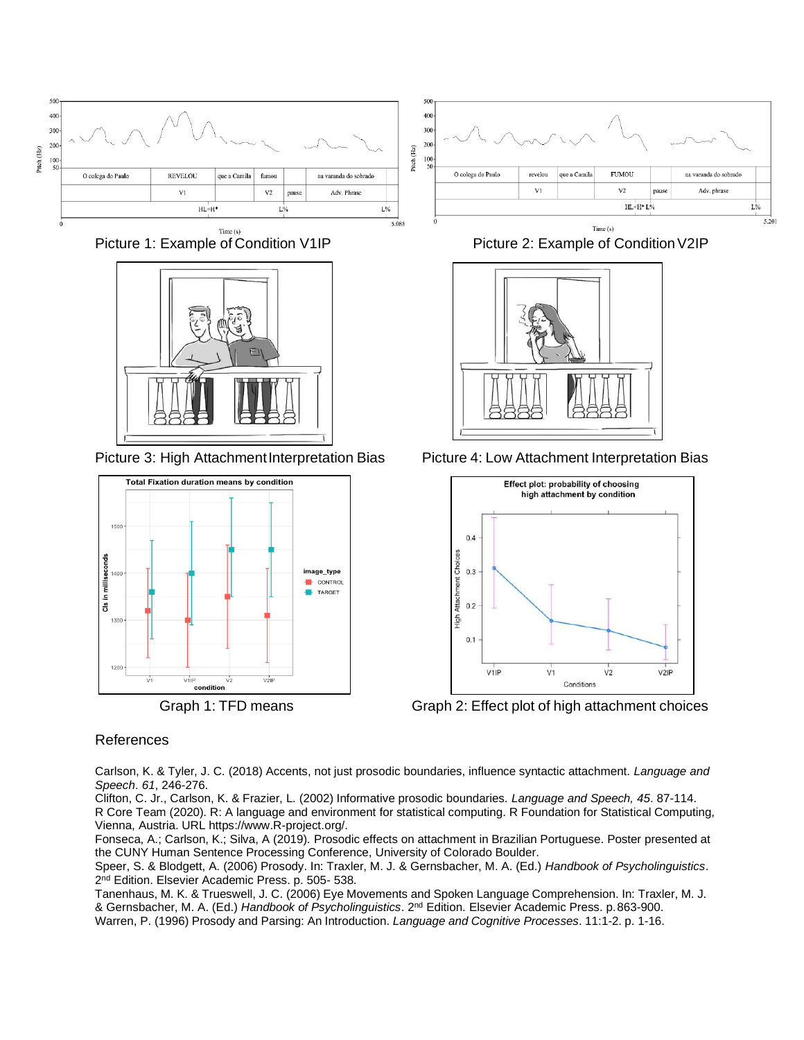Pitch (Hz)

500
400
300
200
100
50

O colega do Paulo | REVELOU | que a Camila | fumou | | na varanda do sobrado

V1 | V2 | pause | Adv. Phrase

HL+H* | L% | L%

0 | Time (s) | 5.088

Picture 1: Example of Condition V1IP

Pitch (Hz)

500
400
300
200
100
50

O colega do Paulo | revelou | que a Camila | FUMOU | | na varanda do sobrado

V1 | V2 | pause | Adv. phrase

HL+H* L% | L%

0 | Time (s) | 5.201

Picture 2: Example of Condition V2IP

Picture 3: High Attachment Interpretation Bias

Picture 4: Low Attachment Interpretation Bias

Total Fixation duration means by condition

CIs in milliseconds

1500
1400
1300
1200

V1 | V1IP | V2 | V2IP

condition

image_type
CONTROL
TARGET

Graph 1: TFD means

Effect plot: probability of choosing high attachment by condition

High Attachment Choices

0.4
0.3
0.2
0.1

V1IP | V1 | V2 | V2IP

Conditions

Graph 2: Effect plot of high attachment choices

## References

Carlson, K. & Tyler, J. C. (2018) Accents, not just prosodic boundaries, influence syntactic attachment. *Language and Speech*. *61*, 246-276.

Clifton, C. Jr., Carlson, K. & Frazier, L. (2002) Informative prosodic boundaries. *Language and Speech, 45*. 87-114.

R Core Team (2020). R: A language and environment for statistical computing. R Foundation for Statistical Computing, Vienna, Austria. URL https://www.R-project.org/.

Fonseca, A.; Carlson, K.; Silva, A (2019). Prosodic effects on attachment in Brazilian Portuguese. Poster presented at the CUNY Human Sentence Processing Conference, University of Colorado Boulder.

Speer, S. & Blodgett, A. (2006) Prosody. In: Traxler, M. J. & Gernsbacher, M. A. (Ed.) *Handbook of Psycholinguistics*. 2nd Edition. Elsevier Academic Press. p. 505- 538.

Tanenhaus, M. K. & Trueswell, J. C. (2006) Eye Movements and Spoken Language Comprehension. In: Traxler, M. J. & Gernsbacher, M. A. (Ed.) *Handbook of Psycholinguistics*. 2nd Edition. Elsevier Academic Press. p. 863-900.

Warren, P. (1996) Prosody and Parsing: An Introduction. *Language and Cognitive Processes*. 11:1-2. p. 1-16.